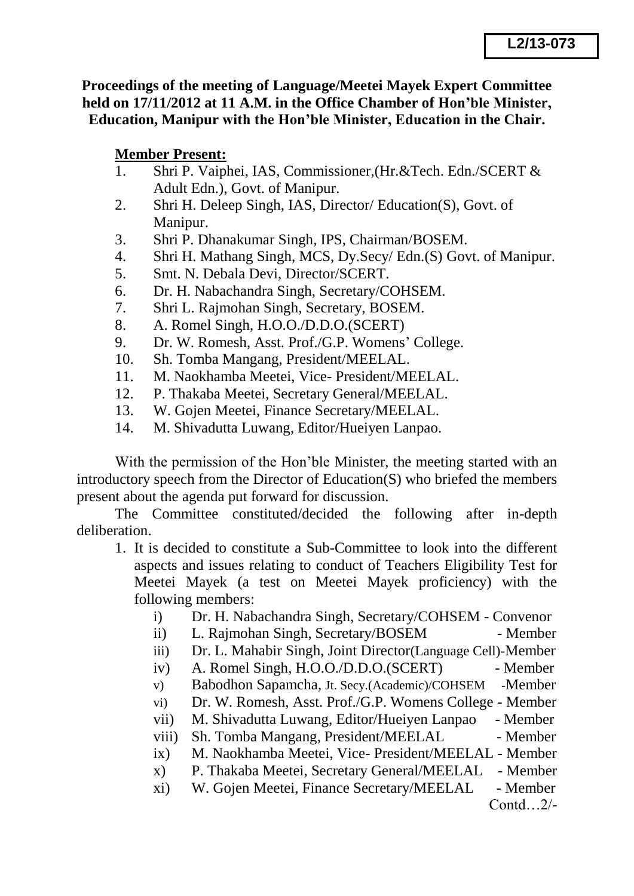**L2/13-073**

**Proceedings of the meeting of Language/Meetei Mayek Expert Committee held on 17/11/2012 at 11 A.M. in the Office Chamber of Hon'ble Minister, Education, Manipur with the Hon'ble Minister, Education in the Chair.**

**Member Present:**

1. Shri P. Vaiphei, IAS, Commissioner,(Hr.&Tech. Edn./SCERT & Adult Edn.), Govt. of Manipur.
2. Shri H. Deleep Singh, IAS, Director/ Education(S), Govt. of Manipur.
3. Shri P. Dhanakumar Singh, IPS, Chairman/BOSEM.
4. Shri H. Mathang Singh, MCS, Dy.Secy/ Edn.(S) Govt. of Manipur.
5. Smt. N. Debala Devi, Director/SCERT.
6. Dr. H. Nabachandra Singh, Secretary/COHSEM.
7. Shri L. Rajmohan Singh, Secretary, BOSEM.
8. A. Romel Singh, H.O.O./D.D.O.(SCERT)
9. Dr. W. Romesh, Asst. Prof./G.P. Womens' College.
10. Sh. Tomba Mangang, President/MEELAL.
11. M. Naokhamba Meetei, Vice- President/MEELAL.
12. P. Thakaba Meetei, Secretary General/MEELAL.
13. W. Gojen Meetei, Finance Secretary/MEELAL.
14. M. Shivadutta Luwang, Editor/Hueiyen Lanpao.

With the permission of the Hon'ble Minister, the meeting started with an introductory speech from the Director of Education(S) who briefed the members present about the agenda put forward for discussion.

The Committee constituted/decided the following after in-depth deliberation.

1. It is decided to constitute a Sub-Committee to look into the different aspects and issues relating to conduct of Teachers Eligibility Test for Meetei Mayek (a test on Meetei Mayek proficiency) with the following members:
   - i) Dr. H. Nabachandra Singh, Secretary/COHSEM - Convenor
   - ii) L. Rajmohan Singh, Secretary/BOSEM - Member
   - iii) Dr. L. Mahabir Singh, Joint Director(Language Cell)-Member
   - iv) A. Romel Singh, H.O.O./D.D.O.(SCERT) - Member
   - v) Babodhon Sapamcha, Jt. Secy.(Academic)/COHSEM -Member
   - vi) Dr. W. Romesh, Asst. Prof./G.P. Womens College - Member
   - vii) M. Shivadutta Luwang, Editor/Hueiyen Lanpao - Member
   - viii) Sh. Tomba Mangang, President/MEELAL - Member
   - ix) M. Naokhamba Meetei, Vice- President/MEELAL - Member
   - x) P. Thakaba Meetei, Secretary General/MEELAL - Member
   - xi) W. Gojen Meetei, Finance Secretary/MEELAL - Member

Contd…2/-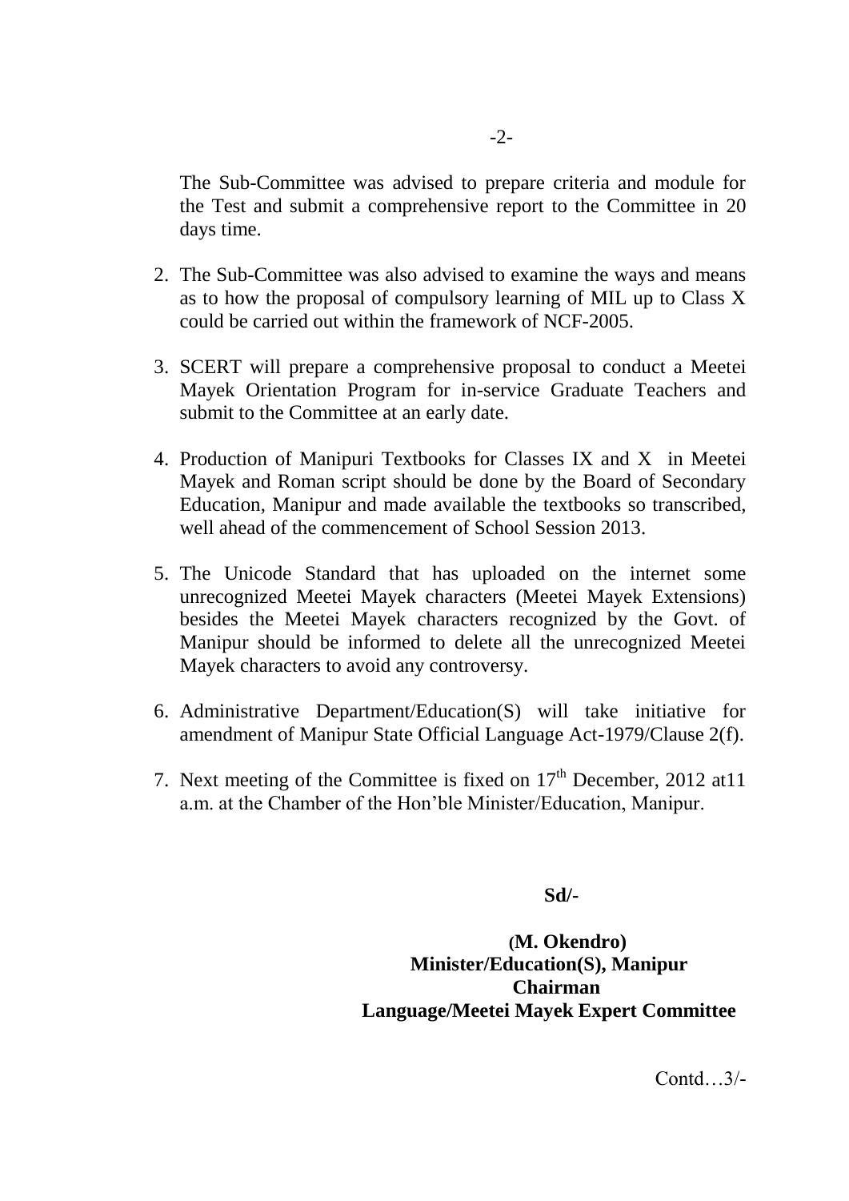The Sub-Committee was advised to prepare criteria and module for the Test and submit a comprehensive report to the Committee in 20 days time.

2. The Sub-Committee was also advised to examine the ways and means as to how the proposal of compulsory learning of MIL up to Class X could be carried out within the framework of NCF-2005.

3. SCERT will prepare a comprehensive proposal to conduct a Meetei Mayek Orientation Program for in-service Graduate Teachers and submit to the Committee at an early date.

4. Production of Manipuri Textbooks for Classes IX and X in Meetei Mayek and Roman script should be done by the Board of Secondary Education, Manipur and made available the textbooks so transcribed, well ahead of the commencement of School Session 2013.

5. The Unicode Standard that has uploaded on the internet some unrecognized Meetei Mayek characters (Meetei Mayek Extensions) besides the Meetei Mayek characters recognized by the Govt. of Manipur should be informed to delete all the unrecognized Meetei Mayek characters to avoid any controversy.

6. Administrative Department/Education(S) will take initiative for amendment of Manipur State Official Language Act-1979/Clause 2(f).

7. Next meeting of the Committee is fixed on 17th December, 2012 at11 a.m. at the Chamber of the Hon'ble Minister/Education, Manipur.

**Sd/-**

**(M. Okendro)**
**Minister/Education(S), Manipur**
**Chairman**
**Language/Meetei Mayek Expert Committee**

Contd…3/-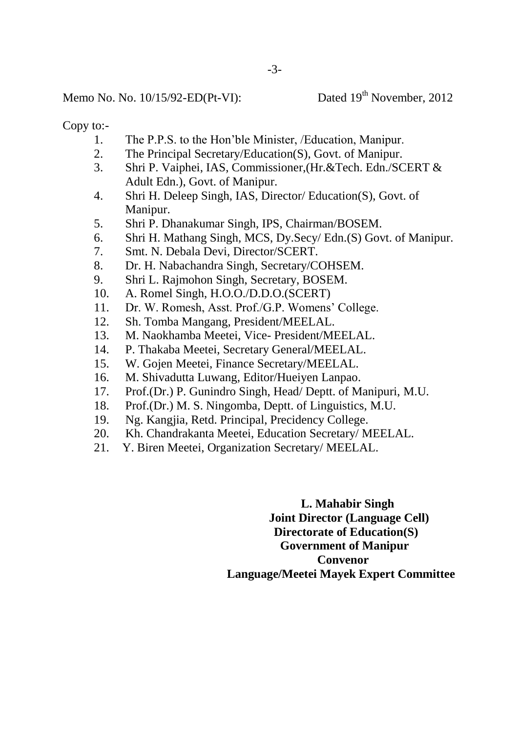Memo No. No. 10/15/92-ED(Pt-VI): Dated 19th November, 2012

Copy to:-

1. The P.P.S. to the Hon'ble Minister, /Education, Manipur.
2. The Principal Secretary/Education(S), Govt. of Manipur.
3. Shri P. Vaiphei, IAS, Commissioner,(Hr.&Tech. Edn./SCERT & Adult Edn.), Govt. of Manipur.
4. Shri H. Deleep Singh, IAS, Director/ Education(S), Govt. of Manipur.
5. Shri P. Dhanakumar Singh, IPS, Chairman/BOSEM.
6. Shri H. Mathang Singh, MCS, Dy.Secy/ Edn.(S) Govt. of Manipur.
7. Smt. N. Debala Devi, Director/SCERT.
8. Dr. H. Nabachandra Singh, Secretary/COHSEM.
9. Shri L. Rajmohon Singh, Secretary, BOSEM.
10. A. Romel Singh, H.O.O./D.D.O.(SCERT)
11. Dr. W. Romesh, Asst. Prof./G.P. Womens' College.
12. Sh. Tomba Mangang, President/MEELAL.
13. M. Naokhamba Meetei, Vice- President/MEELAL.
14. P. Thakaba Meetei, Secretary General/MEELAL.
15. W. Gojen Meetei, Finance Secretary/MEELAL.
16. M. Shivadutta Luwang, Editor/Hueiyen Lanpao.
17. Prof.(Dr.) P. Gunindro Singh, Head/ Deptt. of Manipuri, M.U.
18. Prof.(Dr.) M. S. Ningomba, Deptt. of Linguistics, M.U.
19. Ng. Kangjia, Retd. Principal, Precidency College.
20. Kh. Chandrakanta Meetei, Education Secretary/ MEELAL.
21. Y. Biren Meetei, Organization Secretary/ MEELAL.

**L. Mahabir Singh**
**Joint Director (Language Cell)**
**Directorate of Education(S)**
**Government of Manipur**
**Convenor**
**Language/Meetei Mayek Expert Committee**